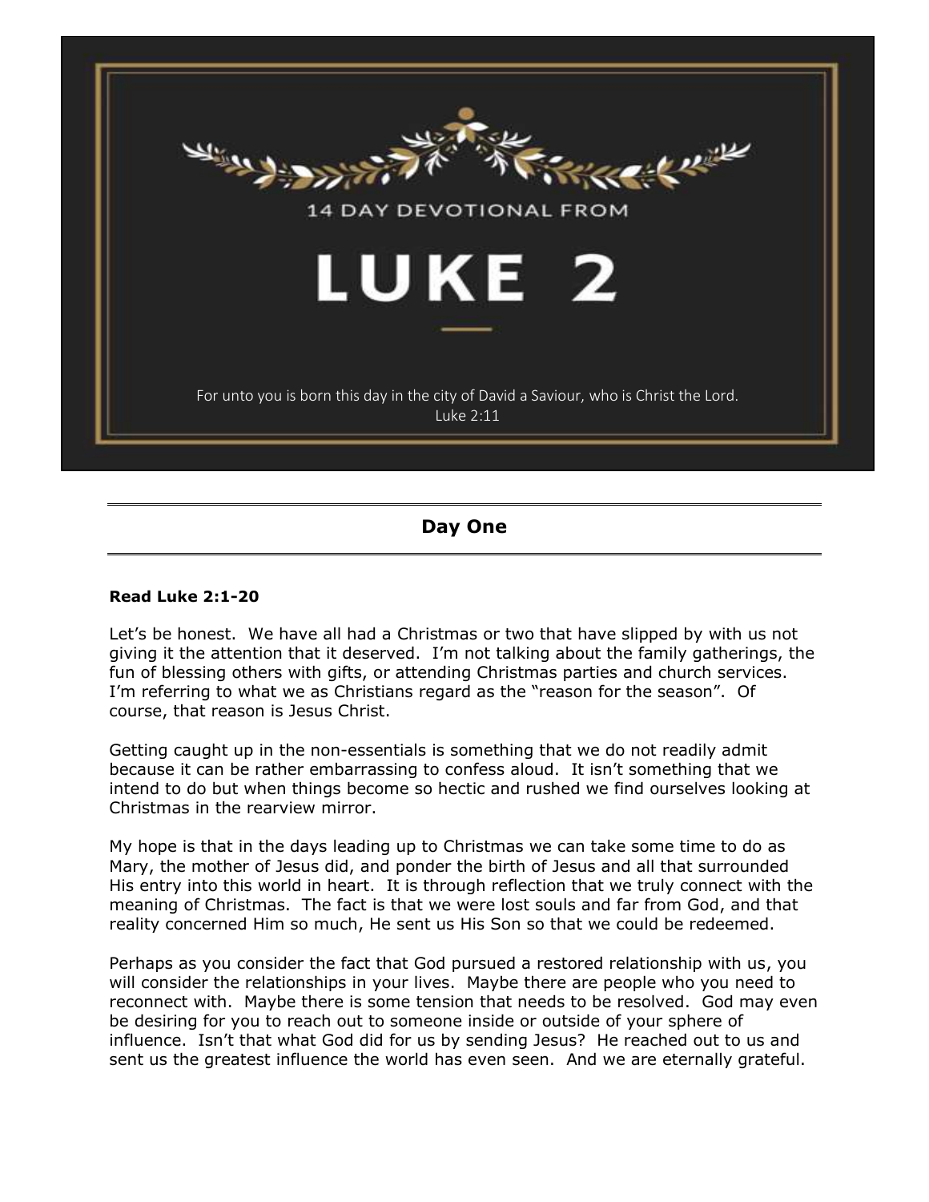14 DAY DEVOTIONAL FROM

# LUKE 2

For unto you is born this day in the city of David a Saviour, who is Christ the Lord.
Luke 2:11

## Day One

**Read Luke 2:1-20**

Let's be honest. We have all had a Christmas or two that have slipped by with us not giving it the attention that it deserved. I'm not talking about the family gatherings, the fun of blessing others with gifts, or attending Christmas parties and church services. I'm referring to what we as Christians regard as the "reason for the season". Of course, that reason is Jesus Christ.

Getting caught up in the non-essentials is something that we do not readily admit because it can be rather embarrassing to confess aloud. It isn't something that we intend to do but when things become so hectic and rushed we find ourselves looking at Christmas in the rearview mirror.

My hope is that in the days leading up to Christmas we can take some time to do as Mary, the mother of Jesus did, and ponder the birth of Jesus and all that surrounded His entry into this world in heart. It is through reflection that we truly connect with the meaning of Christmas. The fact is that we were lost souls and far from God, and that reality concerned Him so much, He sent us His Son so that we could be redeemed.

Perhaps as you consider the fact that God pursued a restored relationship with us, you will consider the relationships in your lives. Maybe there are people who you need to reconnect with. Maybe there is some tension that needs to be resolved. God may even be desiring for you to reach out to someone inside or outside of your sphere of influence. Isn't that what God did for us by sending Jesus? He reached out to us and sent us the greatest influence the world has even seen. And we are eternally grateful.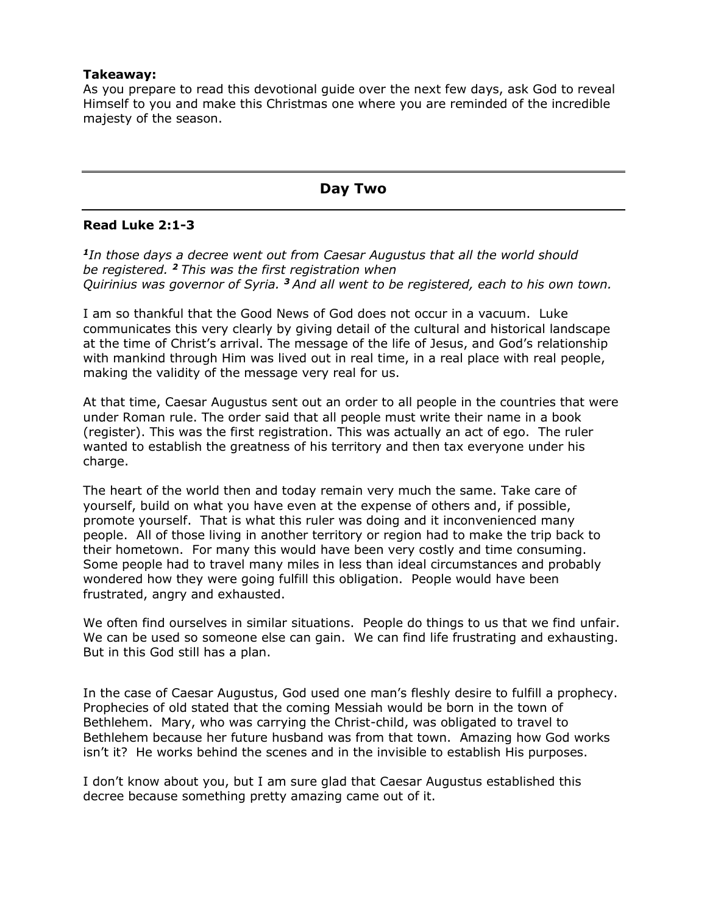**Takeaway:**
As you prepare to read this devotional guide over the next few days, ask God to reveal Himself to you and make this Christmas one where you are reminded of the incredible majesty of the season.

---

## Day Two

---

**Read Luke 2:1-3**

*[1]In those days a decree went out from Caesar Augustus that all the world should be registered. [2] This was the first registration when Quirinius was governor of Syria. [3] And all went to be registered, each to his own town.*

I am so thankful that the Good News of God does not occur in a vacuum. Luke communicates this very clearly by giving detail of the cultural and historical landscape at the time of Christ's arrival. The message of the life of Jesus, and God's relationship with mankind through Him was lived out in real time, in a real place with real people, making the validity of the message very real for us.

At that time, Caesar Augustus sent out an order to all people in the countries that were under Roman rule. The order said that all people must write their name in a book (register). This was the first registration. This was actually an act of ego. The ruler wanted to establish the greatness of his territory and then tax everyone under his charge.

The heart of the world then and today remain very much the same. Take care of yourself, build on what you have even at the expense of others and, if possible, promote yourself. That is what this ruler was doing and it inconvenienced many people. All of those living in another territory or region had to make the trip back to their hometown. For many this would have been very costly and time consuming. Some people had to travel many miles in less than ideal circumstances and probably wondered how they were going fulfill this obligation. People would have been frustrated, angry and exhausted.

We often find ourselves in similar situations. People do things to us that we find unfair. We can be used so someone else can gain. We can find life frustrating and exhausting. But in this God still has a plan.

In the case of Caesar Augustus, God used one man's fleshly desire to fulfill a prophecy. Prophecies of old stated that the coming Messiah would be born in the town of Bethlehem. Mary, who was carrying the Christ-child, was obligated to travel to Bethlehem because her future husband was from that town. Amazing how God works isn't it? He works behind the scenes and in the invisible to establish His purposes.

I don't know about you, but I am sure glad that Caesar Augustus established this decree because something pretty amazing came out of it.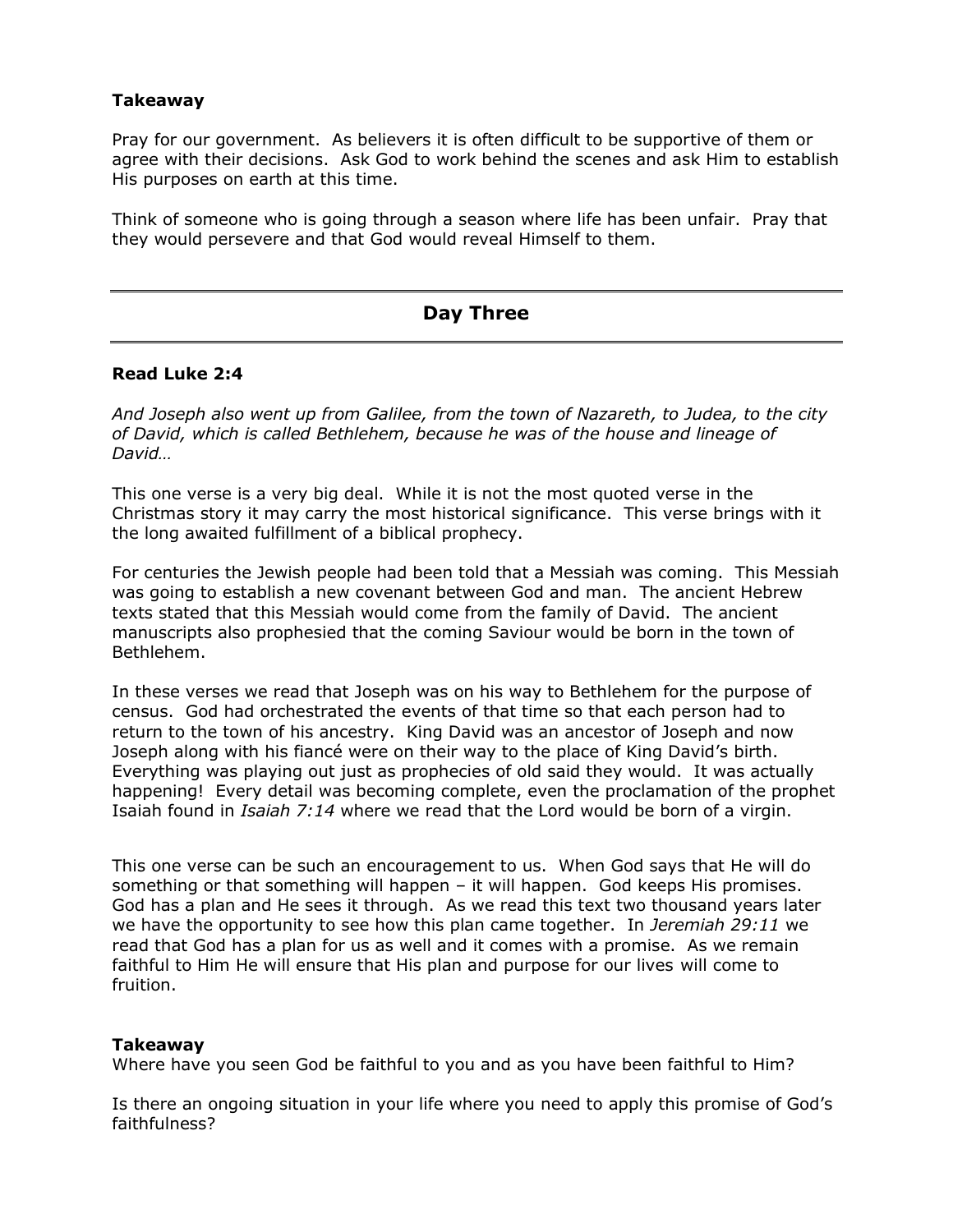**Takeaway**

Pray for our government. As believers it is often difficult to be supportive of them or agree with their decisions. Ask God to work behind the scenes and ask Him to establish His purposes on earth at this time.

Think of someone who is going through a season where life has been unfair. Pray that they would persevere and that God would reveal Himself to them.

---

## Day Three

---

**Read Luke 2:4**

*And Joseph also went up from Galilee, from the town of Nazareth, to Judea, to the city of David, which is called Bethlehem, because he was of the house and lineage of David…*

This one verse is a very big deal. While it is not the most quoted verse in the Christmas story it may carry the most historical significance. This verse brings with it the long awaited fulfillment of a biblical prophecy.

For centuries the Jewish people had been told that a Messiah was coming. This Messiah was going to establish a new covenant between God and man. The ancient Hebrew texts stated that this Messiah would come from the family of David. The ancient manuscripts also prophesied that the coming Saviour would be born in the town of Bethlehem.

In these verses we read that Joseph was on his way to Bethlehem for the purpose of census. God had orchestrated the events of that time so that each person had to return to the town of his ancestry. King David was an ancestor of Joseph and now Joseph along with his fiancé were on their way to the place of King David's birth. Everything was playing out just as prophecies of old said they would. It was actually happening! Every detail was becoming complete, even the proclamation of the prophet Isaiah found in *Isaiah 7:14* where we read that the Lord would be born of a virgin.

This one verse can be such an encouragement to us. When God says that He will do something or that something will happen – it will happen. God keeps His promises. God has a plan and He sees it through. As we read this text two thousand years later we have the opportunity to see how this plan came together. In *Jeremiah 29:11* we read that God has a plan for us as well and it comes with a promise. As we remain faithful to Him He will ensure that His plan and purpose for our lives will come to fruition.

**Takeaway**

Where have you seen God be faithful to you and as you have been faithful to Him?

Is there an ongoing situation in your life where you need to apply this promise of God's faithfulness?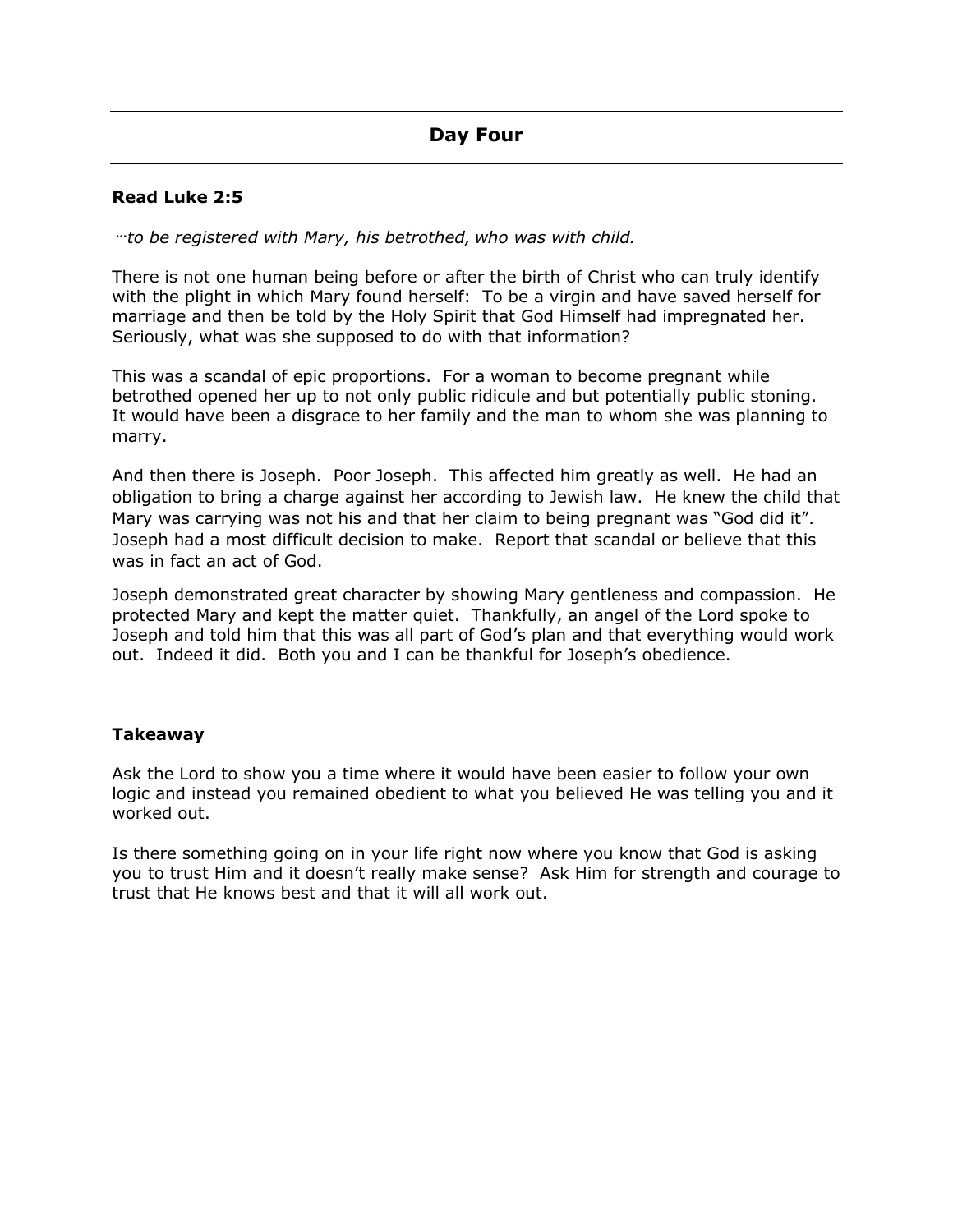## Day Four

**Read Luke 2:5**

*…to be registered with Mary, his betrothed, who was with child.*

There is not one human being before or after the birth of Christ who can truly identify with the plight in which Mary found herself: To be a virgin and have saved herself for marriage and then be told by the Holy Spirit that God Himself had impregnated her. Seriously, what was she supposed to do with that information?

This was a scandal of epic proportions. For a woman to become pregnant while betrothed opened her up to not only public ridicule and but potentially public stoning. It would have been a disgrace to her family and the man to whom she was planning to marry.

And then there is Joseph. Poor Joseph. This affected him greatly as well. He had an obligation to bring a charge against her according to Jewish law. He knew the child that Mary was carrying was not his and that her claim to being pregnant was "God did it". Joseph had a most difficult decision to make. Report that scandal or believe that this was in fact an act of God.

Joseph demonstrated great character by showing Mary gentleness and compassion. He protected Mary and kept the matter quiet. Thankfully, an angel of the Lord spoke to Joseph and told him that this was all part of God's plan and that everything would work out. Indeed it did. Both you and I can be thankful for Joseph's obedience.

**Takeaway**

Ask the Lord to show you a time where it would have been easier to follow your own logic and instead you remained obedient to what you believed He was telling you and it worked out.

Is there something going on in your life right now where you know that God is asking you to trust Him and it doesn't really make sense? Ask Him for strength and courage to trust that He knows best and that it will all work out.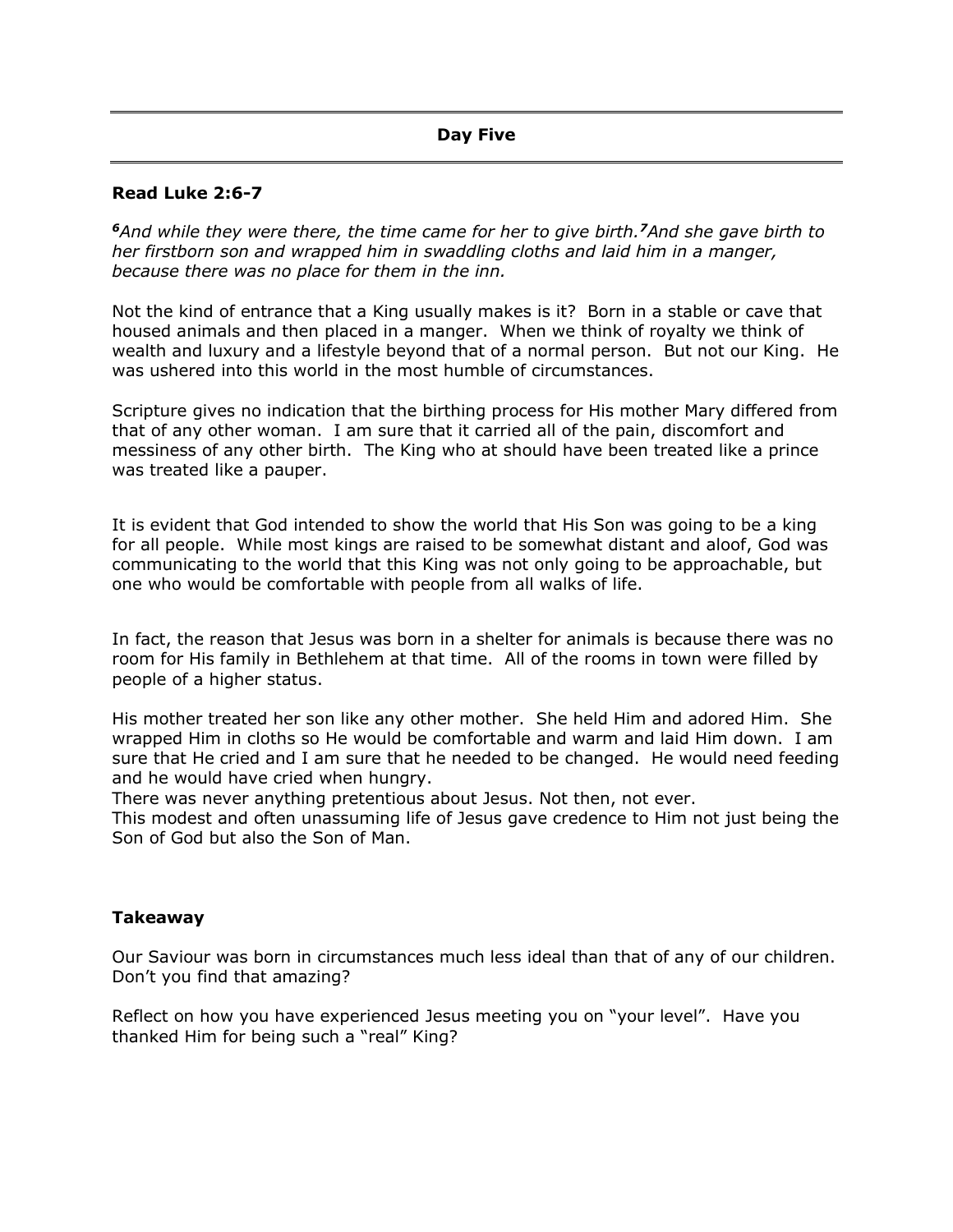## Day Five

**Read Luke 2:6-7**

*[6]And while they were there, the time came for her to give birth.[7]And she gave birth to her firstborn son and wrapped him in swaddling cloths and laid him in a manger, because there was no place for them in the inn.*

Not the kind of entrance that a King usually makes is it? Born in a stable or cave that housed animals and then placed in a manger. When we think of royalty we think of wealth and luxury and a lifestyle beyond that of a normal person. But not our King. He was ushered into this world in the most humble of circumstances.

Scripture gives no indication that the birthing process for His mother Mary differed from that of any other woman. I am sure that it carried all of the pain, discomfort and messiness of any other birth. The King who at should have been treated like a prince was treated like a pauper.

It is evident that God intended to show the world that His Son was going to be a king for all people. While most kings are raised to be somewhat distant and aloof, God was communicating to the world that this King was not only going to be approachable, but one who would be comfortable with people from all walks of life.

In fact, the reason that Jesus was born in a shelter for animals is because there was no room for His family in Bethlehem at that time. All of the rooms in town were filled by people of a higher status.

His mother treated her son like any other mother. She held Him and adored Him. She wrapped Him in cloths so He would be comfortable and warm and laid Him down. I am sure that He cried and I am sure that he needed to be changed. He would need feeding and he would have cried when hungry.
There was never anything pretentious about Jesus. Not then, not ever.
This modest and often unassuming life of Jesus gave credence to Him not just being the Son of God but also the Son of Man.

**Takeaway**

Our Saviour was born in circumstances much less ideal than that of any of our children. Don't you find that amazing?

Reflect on how you have experienced Jesus meeting you on "your level". Have you thanked Him for being such a "real" King?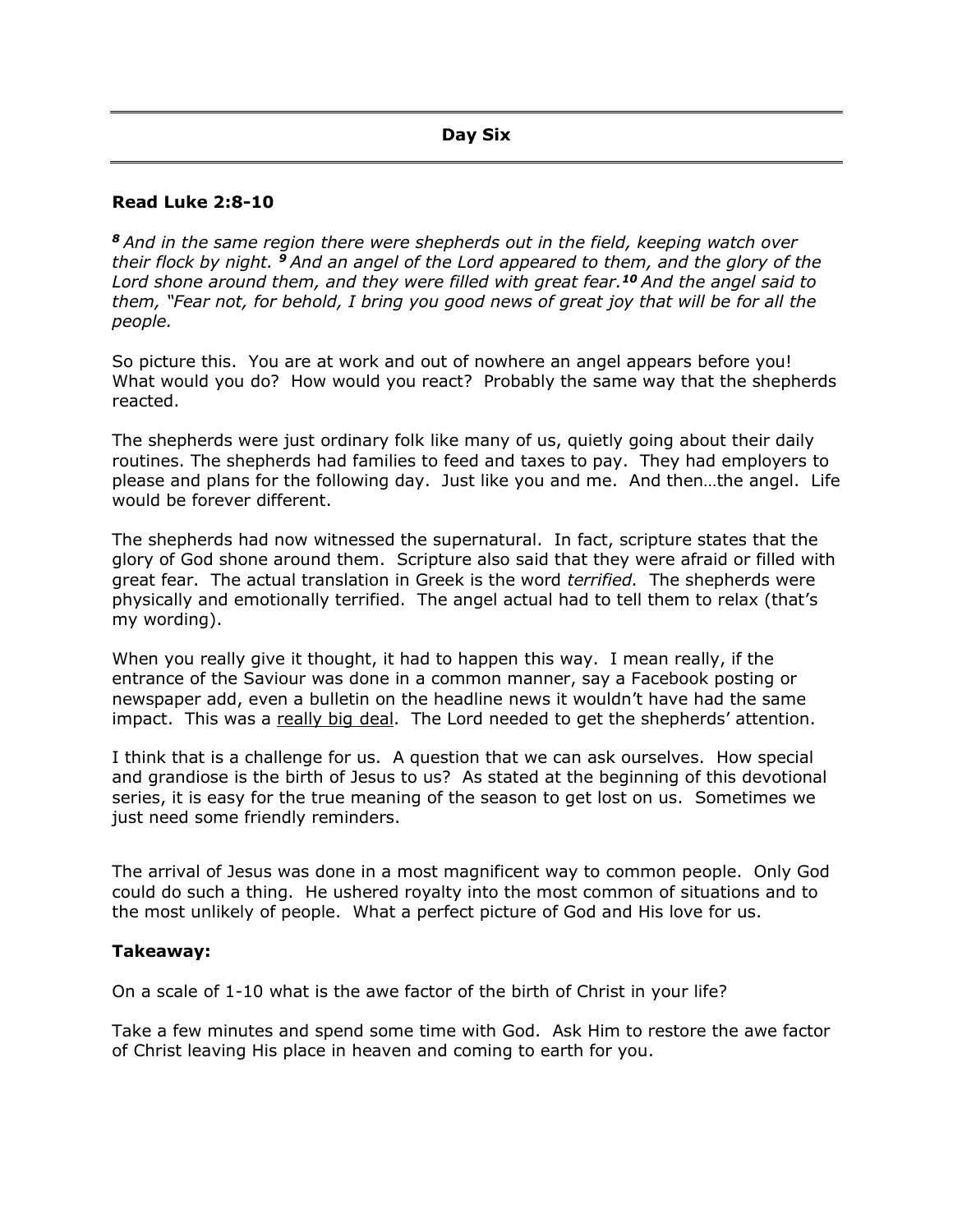## Day Six

**Read Luke 2:8-10**

*[8] And in the same region there were shepherds out in the field, keeping watch over their flock by night. [9] And an angel of the Lord appeared to them, and the glory of the Lord shone around them, and they were filled with great fear.[10] And the angel said to them, "Fear not, for behold, I bring you good news of great joy that will be for all the people.*

So picture this. You are at work and out of nowhere an angel appears before you! What would you do? How would you react? Probably the same way that the shepherds reacted.

The shepherds were just ordinary folk like many of us, quietly going about their daily routines. The shepherds had families to feed and taxes to pay. They had employers to please and plans for the following day. Just like you and me. And then…the angel. Life would be forever different.

The shepherds had now witnessed the supernatural. In fact, scripture states that the glory of God shone around them. Scripture also said that they were afraid or filled with great fear. The actual translation in Greek is the word *terrified.* The shepherds were physically and emotionally terrified. The angel actual had to tell them to relax (that's my wording).

When you really give it thought, it had to happen this way. I mean really, if the entrance of the Saviour was done in a common manner, say a Facebook posting or newspaper add, even a bulletin on the headline news it wouldn't have had the same impact. This was a <u>really big deal</u>. The Lord needed to get the shepherds' attention.

I think that is a challenge for us. A question that we can ask ourselves. How special and grandiose is the birth of Jesus to us? As stated at the beginning of this devotional series, it is easy for the true meaning of the season to get lost on us. Sometimes we just need some friendly reminders.

The arrival of Jesus was done in a most magnificent way to common people. Only God could do such a thing. He ushered royalty into the most common of situations and to the most unlikely of people. What a perfect picture of God and His love for us.

**Takeaway:**

On a scale of 1-10 what is the awe factor of the birth of Christ in your life?

Take a few minutes and spend some time with God. Ask Him to restore the awe factor of Christ leaving His place in heaven and coming to earth for you.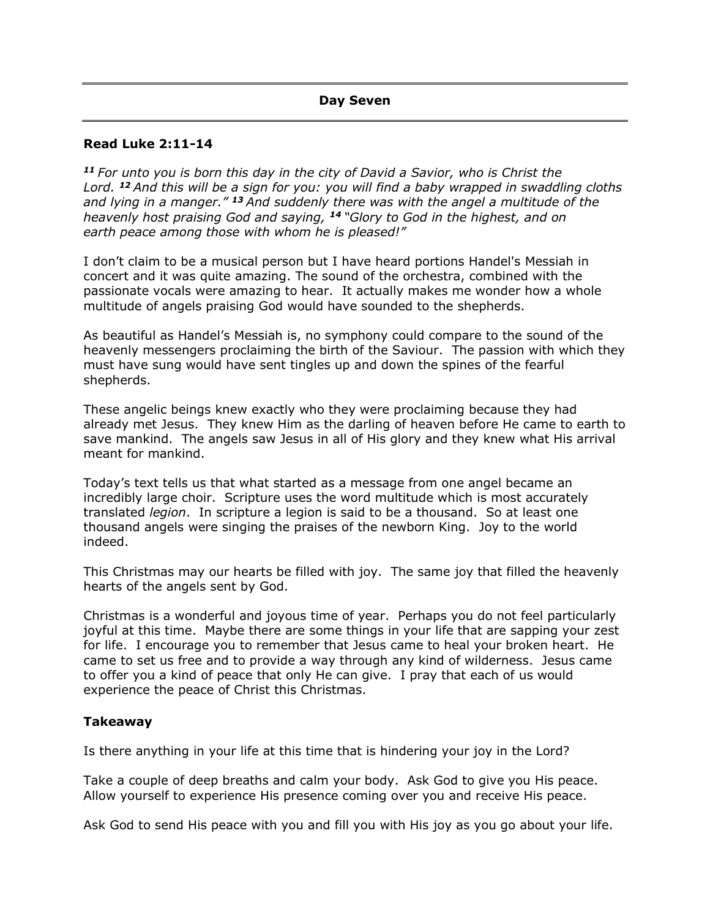## Day Seven

**Read Luke 2:11-14**

*[11] For unto you is born this day in the city of David a Savior, who is Christ the Lord. [12] And this will be a sign for you: you will find a baby wrapped in swaddling cloths and lying in a manger." [13] And suddenly there was with the angel a multitude of the heavenly host praising God and saying, [14] "Glory to God in the highest, and on earth peace among those with whom he is pleased!"*

I don't claim to be a musical person but I have heard portions Handel's Messiah in concert and it was quite amazing. The sound of the orchestra, combined with the passionate vocals were amazing to hear. It actually makes me wonder how a whole multitude of angels praising God would have sounded to the shepherds.

As beautiful as Handel's Messiah is, no symphony could compare to the sound of the heavenly messengers proclaiming the birth of the Saviour. The passion with which they must have sung would have sent tingles up and down the spines of the fearful shepherds.

These angelic beings knew exactly who they were proclaiming because they had already met Jesus. They knew Him as the darling of heaven before He came to earth to save mankind. The angels saw Jesus in all of His glory and they knew what His arrival meant for mankind.

Today's text tells us that what started as a message from one angel became an incredibly large choir. Scripture uses the word multitude which is most accurately translated *legion*. In scripture a legion is said to be a thousand. So at least one thousand angels were singing the praises of the newborn King. Joy to the world indeed.

This Christmas may our hearts be filled with joy. The same joy that filled the heavenly hearts of the angels sent by God.

Christmas is a wonderful and joyous time of year. Perhaps you do not feel particularly joyful at this time. Maybe there are some things in your life that are sapping your zest for life. I encourage you to remember that Jesus came to heal your broken heart. He came to set us free and to provide a way through any kind of wilderness. Jesus came to offer you a kind of peace that only He can give. I pray that each of us would experience the peace of Christ this Christmas.

### Takeaway

Is there anything in your life at this time that is hindering your joy in the Lord?

Take a couple of deep breaths and calm your body. Ask God to give you His peace. Allow yourself to experience His presence coming over you and receive His peace.

Ask God to send His peace with you and fill you with His joy as you go about your life.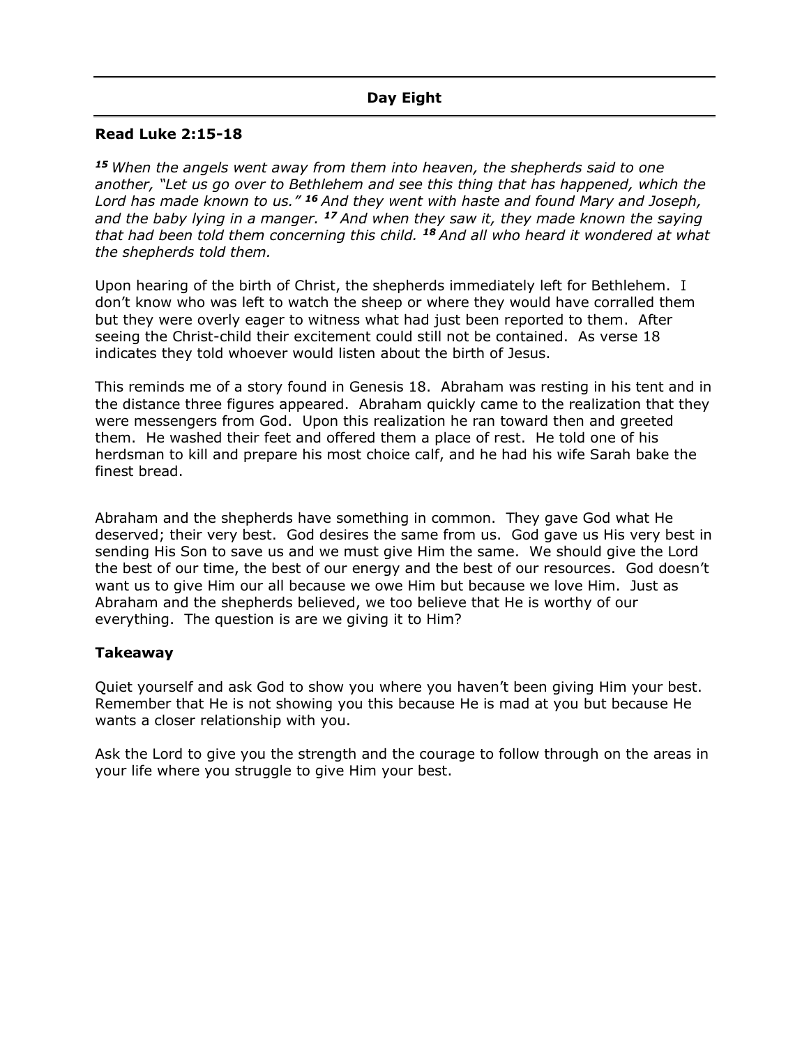## Day Eight

**Read Luke 2:15-18**

*[15] When the angels went away from them into heaven, the shepherds said to one another, "Let us go over to Bethlehem and see this thing that has happened, which the Lord has made known to us." [16] And they went with haste and found Mary and Joseph, and the baby lying in a manger. [17] And when they saw it, they made known the saying that had been told them concerning this child. [18] And all who heard it wondered at what the shepherds told them.*

Upon hearing of the birth of Christ, the shepherds immediately left for Bethlehem. I don't know who was left to watch the sheep or where they would have corralled them but they were overly eager to witness what had just been reported to them. After seeing the Christ-child their excitement could still not be contained. As verse 18 indicates they told whoever would listen about the birth of Jesus.

This reminds me of a story found in Genesis 18. Abraham was resting in his tent and in the distance three figures appeared. Abraham quickly came to the realization that they were messengers from God. Upon this realization he ran toward then and greeted them. He washed their feet and offered them a place of rest. He told one of his herdsman to kill and prepare his most choice calf, and he had his wife Sarah bake the finest bread.

Abraham and the shepherds have something in common. They gave God what He deserved; their very best. God desires the same from us. God gave us His very best in sending His Son to save us and we must give Him the same. We should give the Lord the best of our time, the best of our energy and the best of our resources. God doesn't want us to give Him our all because we owe Him but because we love Him. Just as Abraham and the shepherds believed, we too believe that He is worthy of our everything. The question is are we giving it to Him?

### Takeaway

Quiet yourself and ask God to show you where you haven't been giving Him your best. Remember that He is not showing you this because He is mad at you but because He wants a closer relationship with you.

Ask the Lord to give you the strength and the courage to follow through on the areas in your life where you struggle to give Him your best.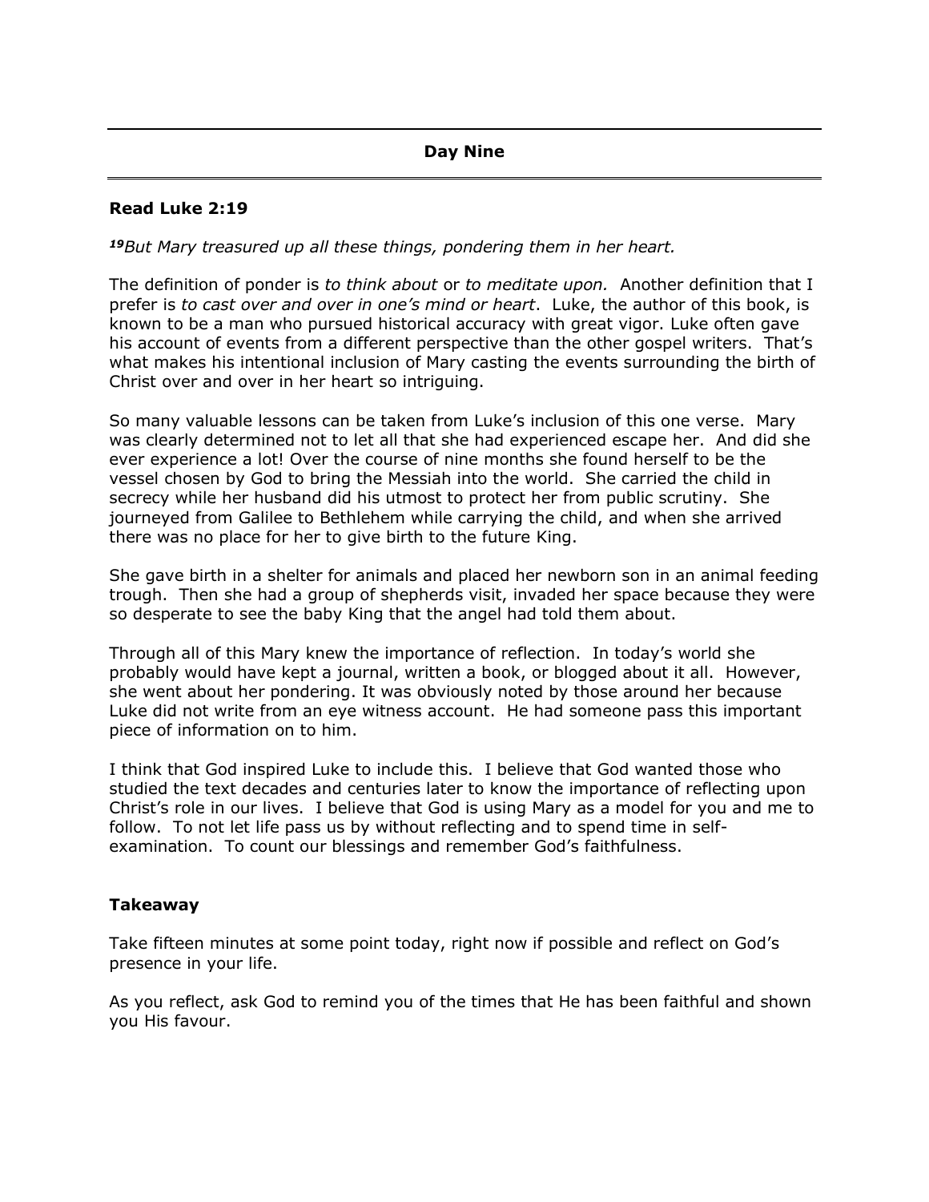## Day Nine

**Read Luke 2:19**

***19**But Mary treasured up all these things, pondering them in her heart.*

The definition of ponder is *to think about* or *to meditate upon.* Another definition that I prefer is *to cast over and over in one's mind or heart*. Luke, the author of this book, is known to be a man who pursued historical accuracy with great vigor. Luke often gave his account of events from a different perspective than the other gospel writers. That's what makes his intentional inclusion of Mary casting the events surrounding the birth of Christ over and over in her heart so intriguing.

So many valuable lessons can be taken from Luke's inclusion of this one verse. Mary was clearly determined not to let all that she had experienced escape her. And did she ever experience a lot! Over the course of nine months she found herself to be the vessel chosen by God to bring the Messiah into the world. She carried the child in secrecy while her husband did his utmost to protect her from public scrutiny. She journeyed from Galilee to Bethlehem while carrying the child, and when she arrived there was no place for her to give birth to the future King.

She gave birth in a shelter for animals and placed her newborn son in an animal feeding trough. Then she had a group of shepherds visit, invaded her space because they were so desperate to see the baby King that the angel had told them about.

Through all of this Mary knew the importance of reflection. In today's world she probably would have kept a journal, written a book, or blogged about it all. However, she went about her pondering. It was obviously noted by those around her because Luke did not write from an eye witness account. He had someone pass this important piece of information on to him.

I think that God inspired Luke to include this. I believe that God wanted those who studied the text decades and centuries later to know the importance of reflecting upon Christ's role in our lives. I believe that God is using Mary as a model for you and me to follow. To not let life pass us by without reflecting and to spend time in self-examination. To count our blessings and remember God's faithfulness.

**Takeaway**

Take fifteen minutes at some point today, right now if possible and reflect on God's presence in your life.

As you reflect, ask God to remind you of the times that He has been faithful and shown you His favour.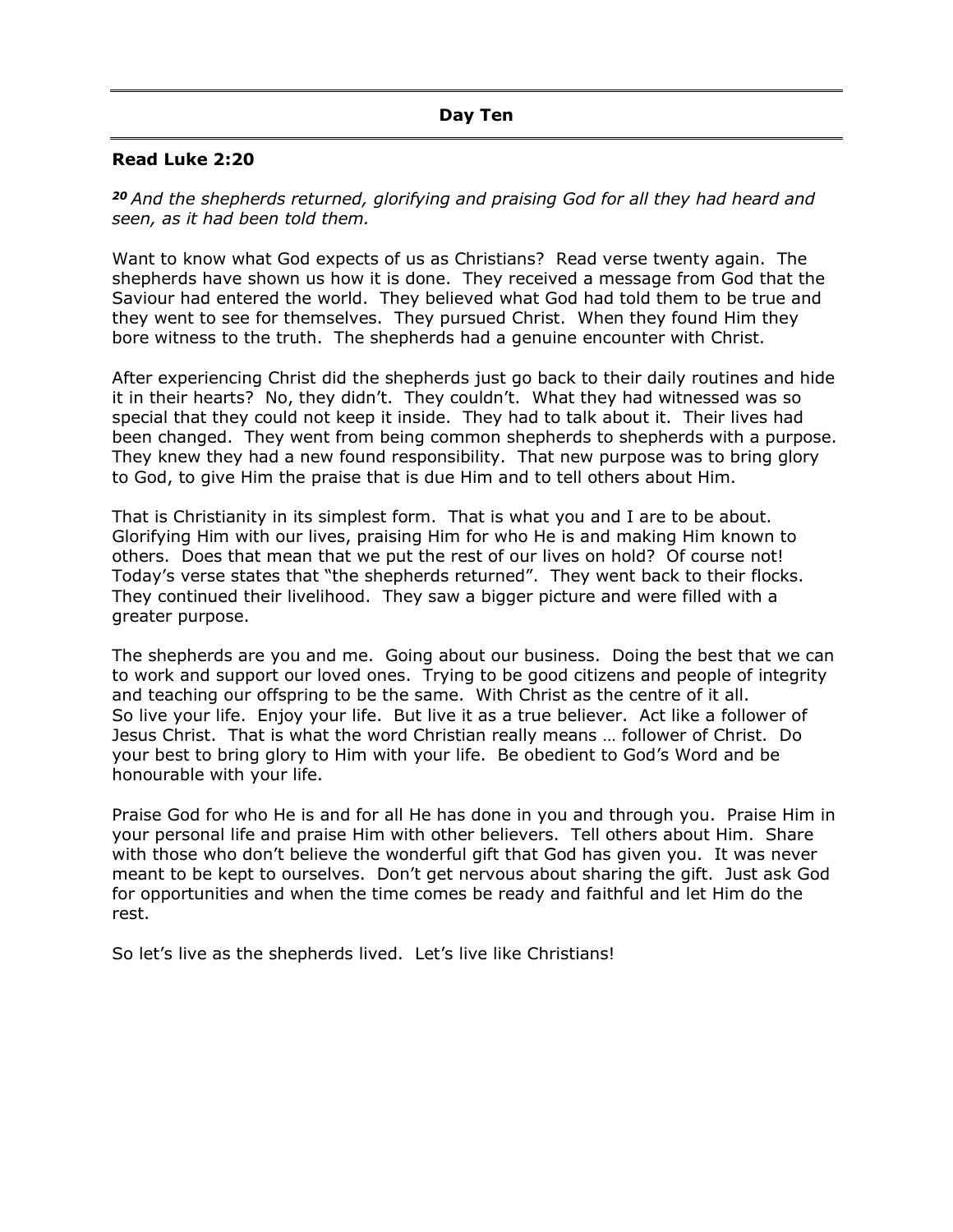## Day Ten

**Read Luke 2:20**

***20*** *And the shepherds returned, glorifying and praising God for all they had heard and seen, as it had been told them.*

Want to know what God expects of us as Christians? Read verse twenty again. The shepherds have shown us how it is done. They received a message from God that the Saviour had entered the world. They believed what God had told them to be true and they went to see for themselves. They pursued Christ. When they found Him they bore witness to the truth. The shepherds had a genuine encounter with Christ.

After experiencing Christ did the shepherds just go back to their daily routines and hide it in their hearts? No, they didn't. They couldn't. What they had witnessed was so special that they could not keep it inside. They had to talk about it. Their lives had been changed. They went from being common shepherds to shepherds with a purpose. They knew they had a new found responsibility. That new purpose was to bring glory to God, to give Him the praise that is due Him and to tell others about Him.

That is Christianity in its simplest form. That is what you and I are to be about. Glorifying Him with our lives, praising Him for who He is and making Him known to others. Does that mean that we put the rest of our lives on hold? Of course not! Today's verse states that "the shepherds returned". They went back to their flocks. They continued their livelihood. They saw a bigger picture and were filled with a greater purpose.

The shepherds are you and me. Going about our business. Doing the best that we can to work and support our loved ones. Trying to be good citizens and people of integrity and teaching our offspring to be the same. With Christ as the centre of it all. So live your life. Enjoy your life. But live it as a true believer. Act like a follower of Jesus Christ. That is what the word Christian really means … follower of Christ. Do your best to bring glory to Him with your life. Be obedient to God's Word and be honourable with your life.

Praise God for who He is and for all He has done in you and through you. Praise Him in your personal life and praise Him with other believers. Tell others about Him. Share with those who don't believe the wonderful gift that God has given you. It was never meant to be kept to ourselves. Don't get nervous about sharing the gift. Just ask God for opportunities and when the time comes be ready and faithful and let Him do the rest.

So let's live as the shepherds lived. Let's live like Christians!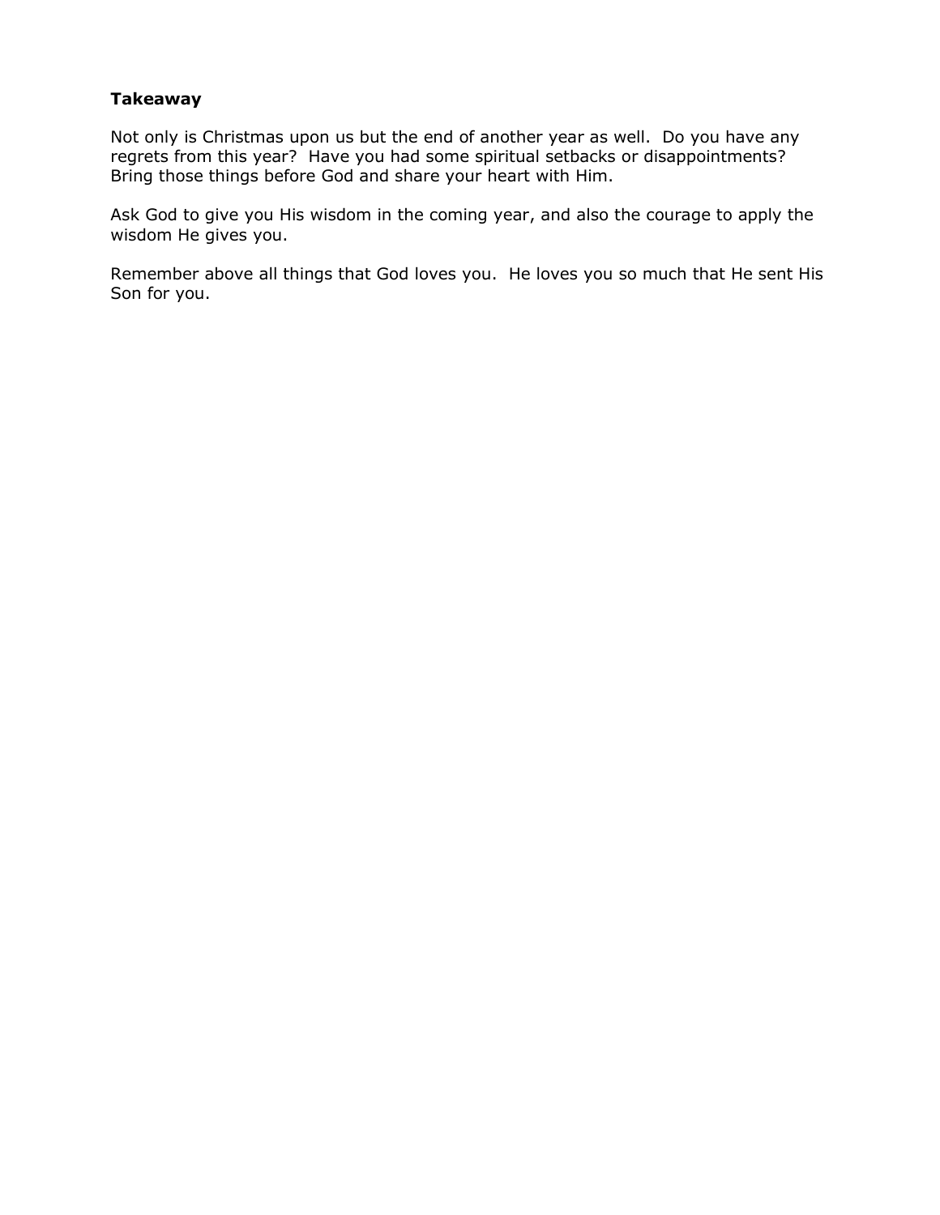**Takeaway**

Not only is Christmas upon us but the end of another year as well. Do you have any regrets from this year? Have you had some spiritual setbacks or disappointments? Bring those things before God and share your heart with Him.

Ask God to give you His wisdom in the coming year, and also the courage to apply the wisdom He gives you.

Remember above all things that God loves you. He loves you so much that He sent His Son for you.